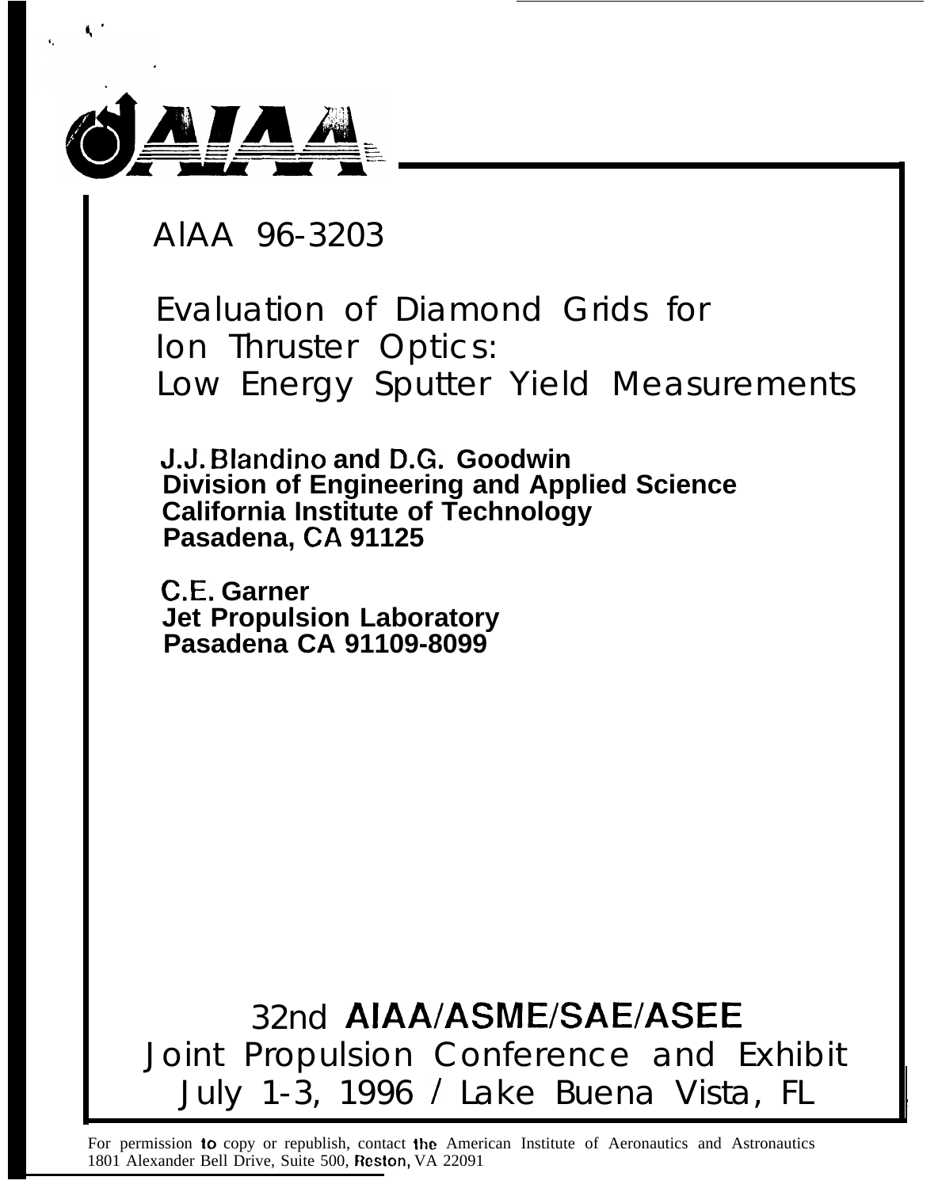AIAA 96-3203

# Evaluation of Diamond Grids for Ion Thruster Optics: Low Energy Sputter Yield Measurements

**J.J. Blandino and D.G. Goodwin**
**Division of Engineering and Applied Science**
**California Institute of Technology**
**Pasadena, CA 91125**

**C.E. Garner**
**Jet Propulsion Laboratory**
**Pasadena CA 91109-8099**

32nd AIAA/ASME/SAE/ASEE
Joint Propulsion Conference and Exhibit
July 1-3, 1996 / Lake Buena Vista, FL

For permission to copy or republish, contact the American Institute of Aeronautics and Astronautics
1801 Alexander Bell Drive, Suite 500, Reston, VA 22091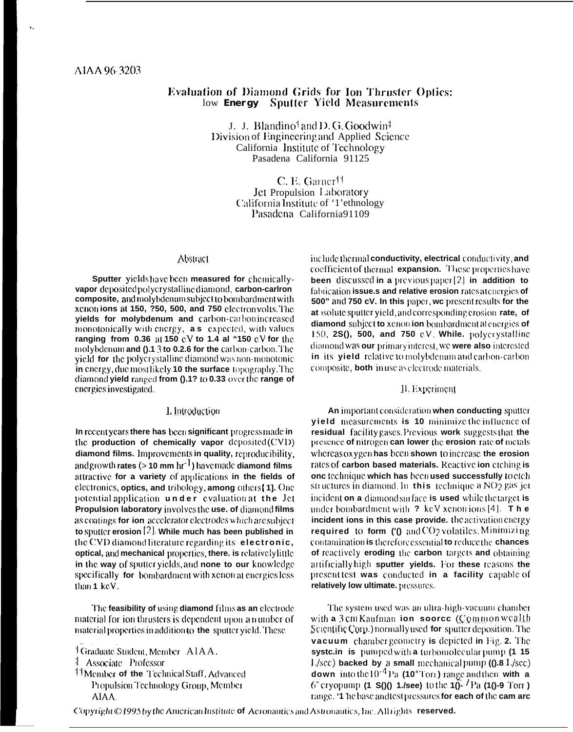AIAA 96-3203

# Evaluation of Diamond Grids for Ion Thruster Optics: low Energy Sputter Yield Measurements

J. J. Blandino[†] and D. G. Goodwin[‡]
Division of Engineering and Applied Science
California Institute of Technology
Pasadena California 91125

C. E. Garner[††]
Jet Propulsion Laboratory
California Institute of Technology
Pasadena California 91109

## Abstract

Sputter yields have been measured for chemically-vapor deposited polycrystalline diamond, carbon-carbon composite, and molybdenum subject to bombardment with xenon ions at 150, 250, 500, and 750 electron volts. The yields for molybdenum and carbon-carbon increased monotonically with energy, as expected, with values ranging from 0.36 at 150 eV to 1.4 at 750 eV for the molybdenum and 0.13 to 0.26 for the carbon-carbon. The yield for the polycrystalline diamond was non-monotonic in energy, due most likely to the surface topography. The diamond yield ranged from 0.12 to 0.33 over the range of energies investigated.

## I. Introduction

In recent years there has been significant progress made in the production of chemically vapor deposited (CVD) diamond films. Improvements in quality, reproducibility, and growth rates (> 10 mm $hr^{-1}$) have made diamond films attractive for a variety of applications in the fields of electronics, optics, and tribology, among others [1]. One potential application under evaluation at the Jet Propulsion laboratory involves the use of diamond films as coatings for ion accelerator electrodes which are subject to sputter erosion [2]. While much has been published in the CVD diamond literature regarding its electronic, optical, and mechanical properties, there is relatively little in the way of sputter yields, and none to our knowledge specifically for bombardment with xenon at energies less than 1 keV.

The feasibility of using diamond films as an electrode material for ion thrusters is dependent upon a number of material properties in addition to the sputter yield. These include thermal conductivity, electrical conductivity, and coefficient of thermal expansion. These properties have been discussed in a previous paper [2] in addition to fabrication issues and relative erosion rates at energies of 500 and 750 eV. In this paper, we present results for the absolute sputter yield, and corresponding erosion rate, of diamond subject to xenon ion bombardment at energies of 150, 250, 500, and 750 eV. While polycrystalline diamond was our primary interest, we were also interested in its yield relative to molybdenum and carbon-carbon composite, both in use as electrode materials.

## II. Experiment

An important consideration when conducting sputter yield measurements is to minimize the influence of residual facility gases. Previous work suggests that the presence of nitrogen can lower the erosion rate of metals whereas oxygen has been shown to increase the erosion rates of carbon based materials. Reactive ion etching is one technique which has been used successfully to etch structures in diamond. In this technique a $NO_2$ gas jet incident on a diamond surface is used while the target is under bombardment with ? keV xenon ions [4]. The incident ions in this case provide the activation energy required to form CO and $CO_2$ volatiles. Minimizing contamination is therefore essential to reduce the chances of reactively eroding the carbon targets and obtaining artificially high sputter yields. For these reasons the present test was conducted in a facility capable of relatively low ultimate pressures.

The system used was an ultra-high-vacuum chamber with a 3 cm Kaufman ion source (Commonwealth Scientific Corp.) normally used for sputter deposition. The vacuum chamber geometry is depicted in Fig. 2. The system is pumped with a turbomolecular pump (1 15 L/sec) backed by a small mechanical pump (0.8 L/sec) down into the $10^{-4}$ Pa ($10^{-6}$ Torr) range and then with a 6" cryopump (1 500 L/sec) to the $10^{-7}$ Pa ($10^{-9}$ Torr) range. The base and test pressures for each of the cam arc

[†] Graduate Student, Member AIAA.
[‡] Associate Professor
[††] Member of the Technical Staff, Advanced Propulsion Technology Group, Member AIAA.

Copyright © 1995 by the American Institute of Aeronautics and Astronautics, Inc. All rights reserved.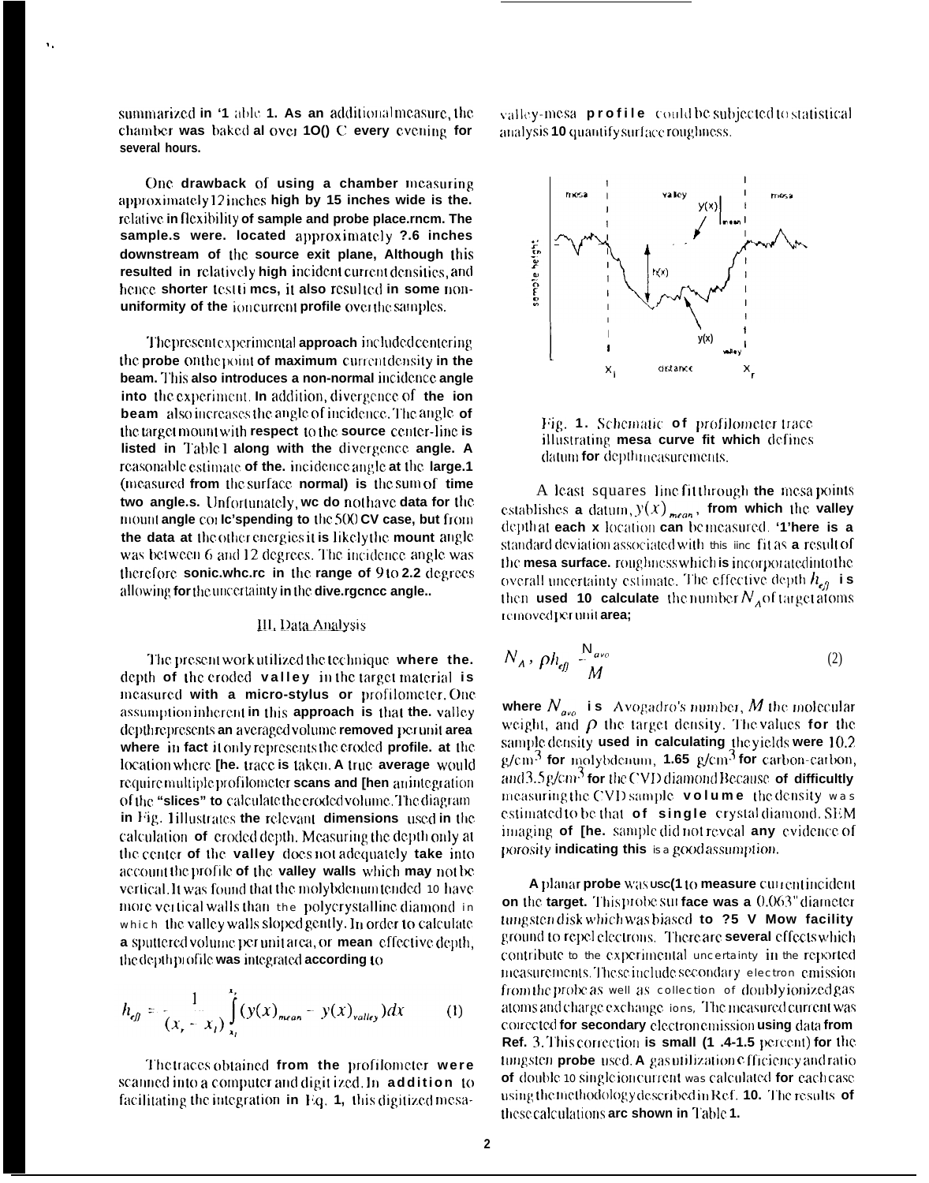summarized in '1 able 1. As an additional measure, the chamber was baked al over 1O() C every evening for several hours.

One drawback of using a chamber measuring approximately 12 inches high by 15 inches wide is the relative in flexibility of sample and probe place.rncm. The sample.s were. located approximately ?.6 inches downstream of the source exit plane, Although this resulted in relatively high incident current densities, and hence shorter test ti mcs, it also resulted in some non-uniformity of the ion current profile over the samples.

The present experimental approach included centering the probe on the point of maximum current density in the beam. This also introduces a non-normal incidence angle into the experiment. In addition, divergence of the ion beam also increases the angle of incidence. The angle of the target mount with respect to the source center-line is listed in Table 1 along with the divergence angle. A reasonable estimate of the. incidence angle at the large.1 (measured from the surface normal) is the sum of time two angle.s. Unfortunately, wc do not have data for the mount angle cor lc'spending to the 500 CV case, but from the data at the other energies it is likely the mount angle was between 6 and 12 degrees. The incidence angle was therefore sonic.whc.rc in the range of 9 to 2.2 degrees allowing for the uncertainty in the dive.rgcncc angle..

## III. Data Analysis

The present work utilized the technique where the. depth of the eroded valley in the target material is measured with a micro-stylus or profilometer. One assumption inherent in this approach is that the. valley depth represents an averaged volume removed per unit area where in fact it only represents the eroded profile. at the location where [he. trace is taken. A true average would require multiple profilometer scans and [hen an integration of the "slices" to calculate the eroded volume. The diagram in Fig. 1 illustrates the relevant dimensions used in the calculation of eroded depth. Measuring the depth only at the center of the valley does not adequately take into account the profile of the valley walls which may not be vertical. It was found that the molybdenum tended 10 have more vertical walls than the polycrystalline diamond in which the valley walls sloped gently. In order to calculate a sputtered volume per unit area, or mean effective depth, the depth profile was integrated according to

$$h_{eff} = \frac{1}{(x_r - x_l)} \int_{x_l}^{x_r} (y(x)_{mean} - y(x)_{valley})dx \qquad (1)$$

The traces obtained from the profilometer were scanned into a computer and digit ized. In addition to facilitating the integration in Eq. 1, this digitized mesa-valley-mesa profile could be subjected to statistical analysis 10 quantify surface roughness.

Fig. 1. Schematic of profilometer trace illustrating mesa curve fit which defines datum for depth measurements.

A least squares line fit through the mesa points establishes a datum, $y(x)_{mean}$, from which the valley depth at each x location can be measured. '1'here is a standard deviation associated with this iinc fit as a result of the mesa surface. roughness which is incorporated into the overall uncertainty estimate. The effective depth $h_{eff}$ is then used 10 calculate the number $N_A$ of target atoms removed per unit area;

$$N_A = \rho h_{eff} \frac{N_{avo}}{M} \qquad (2)$$

where $N_{avo}$ is Avogadro's number, $M$ the molecular weight, and $\rho$ the target density. The values for the sample density used in calculating the yields were 10.2 g/cm$^3$ for molybdenum, 1.65 g/cm$^3$ for carbon-carbon, and 3.5 g/cm$^3$ for the CVD diamond Because of difficultly measuring the CVD sample volume the density was estimated to be that of single crystal diamond. SEM imaging of [he. sample did not reveal any evidence of porosity indicating this is a good assumption.

A planar probe was usc(1 to measure current incident on the target. This probe sur face was a 0.063" diameter tungsten disk which was biased to ?5 V Mow facility ground to repel electrons. There are several effects which contribute to the experimental uncertainty in the reported measurements. These include secondary electron emission from the probe as well as collection of doubly ionized gas atoms and charge exchange ions, The measured current was corrected for secondary electron emission using data from Ref. 3. This correction is small (1 .4-1.5 percent) for the tungsten probe used. A gas utilization efficiency and ratio of double 10 single ion current was calculated for each case using the methodology described in Ref. 10. The results of these calculations arc shown in Table 1.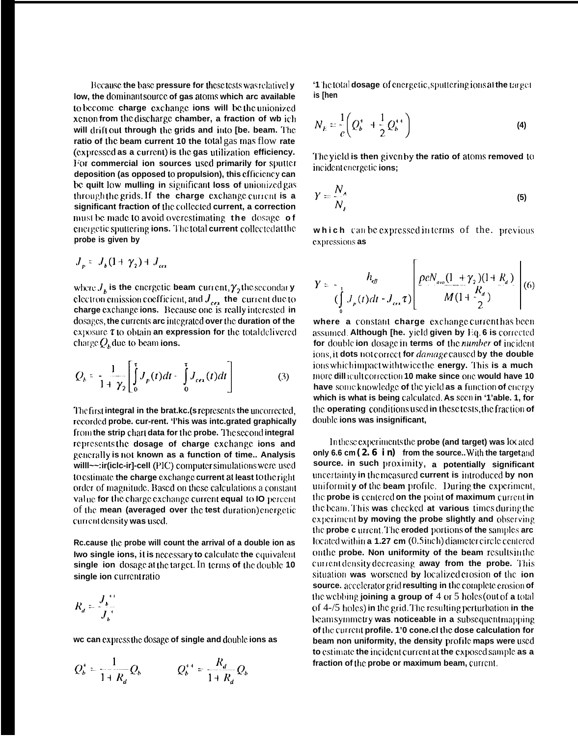Because the base pressure for these tests was relatively low, the dominant source of gas atoms which are available to become charge exchange ions will be the unionized xenon from the discharge chamber, a fraction of which will drift out through the grids and into the beam. The ratio of the beam current to the total gas mass flow rate (expressed as a current) is the gas utilization efficiency. For commercial ion sources used primarily for sputter deposition (as opposed to propulsion), this efficiency can be quite low resulting in significant loss of unionized gas through the grids. If the charge exchange current is a significant fraction of the collected current, a correction must be made to avoid overestimating the dosage of energetic sputtering ions. The total current collected at the probe is given by

$$J_p = J_b(1+\gamma_2) + J_{cex}$$

where $J_b$ is the energetic beam current, $\gamma_2$ the secondary electron emission coefficient, and $J_{cex}$ the current due to charge exchange ions. Because one is really interested in dosages, the currents are integrated over the duration of the exposure $\tau$ to obtain an expression for the total delivered charge $Q_b$ due to beam ions.

$$Q_b = \frac{1}{1+\gamma_2}\left[\int_0^{\tau} J_p(t)dt - \int_0^{\tau} J_{cex}(t)dt\right] \qquad (3)$$

The first integral in the brackets represents the uncorrected, recorded probe current. This was integrated graphically from the strip chart data for the probe. The second integral represents the dosage of charge exchange ions and generally is not known as a function of time. Analysis with particle-in-cell (PIC) computer simulations were used to estimate the charge exchange current at least to the right order of magnitude. Based on these calculations a constant value for the charge exchange current equal to 10 percent of the mean (averaged over the test duration) energetic current density was used.

Because the probe will count the arrival of a double ion as two single ions, it is necessary to calculate the equivalent single ion dosage at the target. In terms of the double to single ion current ratio

$$R_d = \frac{J_b^{++}}{J_b^{+}}$$

we can express the dosage of single and double ions as

$$Q_b^{+} = \frac{1}{1+R_d}Q_b \qquad Q_b^{++} = \frac{R_d}{1+R_d}Q_b$$

The total dosage of energetic, sputtering ions at the target is then

$$N_E = \frac{1}{e}\left(Q_b^{+} + \frac{1}{2}Q_b^{++}\right) \qquad (4)$$

The yield is then given by the ratio of atoms removed to incident energetic ions;

$$Y = \frac{N_A}{N_I} \qquad (5)$$

which can be expressed in terms of the previous expressions as

$$Y = \frac{h_{eff}}{\left(\int_0^{\tau} J_p(t)dt - J_{cex}\tau\right)}\left[\frac{\rho e N_{avo}(1+\gamma_2)(1+R_d)}{M\left(1+\frac{R_d}{2}\right)}\right] \qquad (6)$$

where a constant charge exchange current has been assumed. Although the yield given by Eq. 6 is corrected for double ion dosage in terms of the *number* of incident ions, it does not correct for *damage* caused by the double ions which impact with twice the energy. This is a much more difficult correction to make since one would have to have some knowledge of the yield as a function of energy which is what is being calculated. As seen in Table. 1, for the operating conditions used in these tests, the fraction of double ions was insignificant.

In these experiments the probe (and target) was located only 6.6 cm (2.6 in) from the source. With the target and source in such proximity, a potentially significant uncertainty in the measured current is introduced by non uniformity of the beam profile. During the experiment, the probe is centered on the point of maximum current in the beam. This was checked at various times during the experiment by moving the probe slightly and observing the probe current. The eroded portions of the samples are located within a 1.27 cm (0.5 inch) diameter circle centered on the probe. Non uniformity of the beam results in the current density decreasing away from the probe. This situation was worsened by localized erosion of the ion source accelerator grid resulting in the complete erosion of the webbing joining a group of 4 or 5 holes (out of a total of 4-/5 holes) in the grid. The resulting perturbation in the beam symmetry was noticeable in a subsequent mapping of the current profile. To correct the dose calculation for beam non uniformity, the density profile maps were used to estimate the incident current at the exposed sample as a fraction of the probe or maximum beam, current.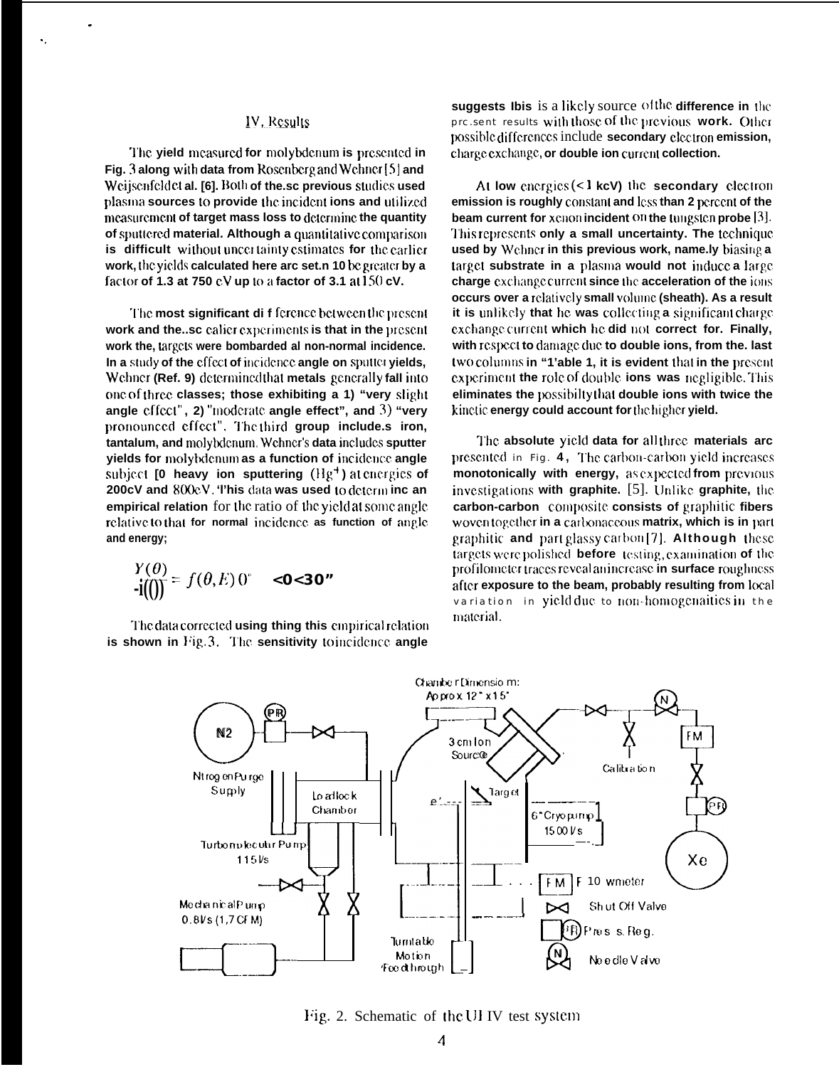## IV. Results

The yield measured for molybdenum is presented in Fig. 3 along with data from Rosenberg and Wehner [5] and Weijsenfeld et al. [6]. Both of these previous studies used plasma sources to provide the incident ions and utilized measurement of target mass loss to determine the quantity of sputtered material. Although a quantitative comparison is difficult without uncertainty estimates for the earlier work, the yields calculated here are seen to be greater by a factor of 1.3 at 750 eV up to a factor of 3.1 at 150 eV.

The most significant difference between the present work and these earlier experiments is that in the present work the, targets were bombarded at non-normal incidence. In a study of the effect of incidence angle on sputter yields, Wehner (Ref. 9) determined that metals generally fall into one of three classes; those exhibiting a 1) "very slight angle effect", 2) "moderate angle effect", and 3) "very pronounced effect". The third group includes iron, tantalum, and molybdenum. Wehner's data includes sputter yields for molybdenum as a function of incidence angle subject to heavy ion sputtering ($Hg^{+}$) at energies of 200eV and 800eV. This data was used to determine an empirical relation for the ratio of the yield at some angle relative to that for normal incidence as function of angle and energy;

$$\frac{Y(\theta)}{Y(0)} = f(\theta, E) \quad 0^{\circ} < \theta < 30^{\circ}$$

The data corrected using thing this empirical relation is shown in Fig. 3. The sensitivity to incidence angle suggests this is a likely source of the difference in the present results with those of the previous work. Other possible differences include secondary electron emission, charge exchange, or double ion current collection.

At low energies (< 1 keV) the secondary electron emission is roughly constant and less than 2 percent of the beam current for xenon incident on the tungsten probe [3]. This represents only a small uncertainty. The technique used by Wehner in this previous work, namely biasing a target substrate in a plasma would not induce a large charge exchange current since the acceleration of the ions occurs over a relatively small volume (sheath). As a result it is unlikely that he was collecting a significant charge exchange current which he did not correct for. Finally, with respect to damage due to double ions, from the last two columns in "Table 1, it is evident that in the present experiment the role of double ions was negligible. This eliminates the possibilty that double ions with twice the kinetic energy could account for the higher yield.

The absolute yield data for all three materials are presented in Fig. 4. The carbon-carbon yield increases monotonically with energy, as expected from previous investigations with graphite. [5]. Unlike graphite, the carbon-carbon composite consists of graphitic fibers woven together in a carbonaceous matrix, which is in part graphitic and part glassy carbon [7]. Although these targets were polished before testing, examination of the profilometer traces reveal an increase in surface roughness after exposure to the beam, probably resulting from local variation in yield due to non-homogenaities in the material.

Fig. 2. Schematic of the UHV test system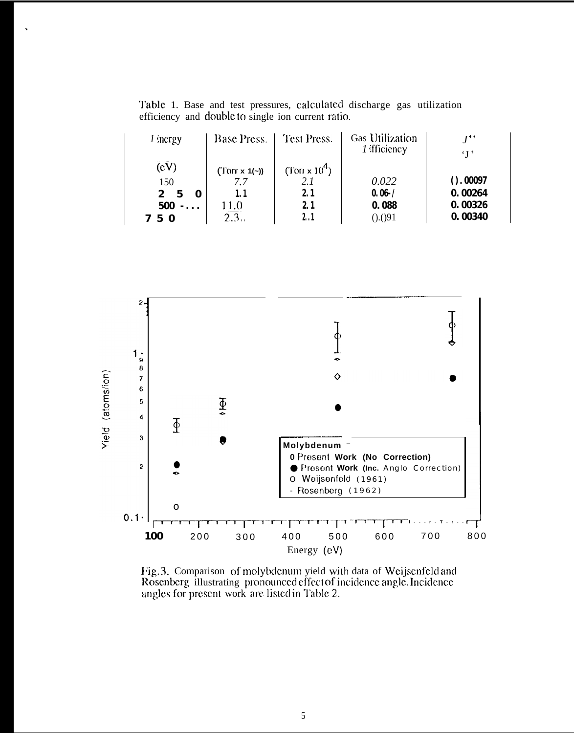Table 1. Base and test pressures, calculated discharge gas utilization efficiency and double to single ion current ratio.

| Energy (eV) | Base Press. (Torr x $10^{-7}$) | Test Press. (Torr x $10^{-4}$) | Gas Utilization Efficiency | $J^{++}/J^{+}$ |
|---|---|---|---|---|
| 150 | 7.7 | 2.1 | 0.022 | 0.00097 |
| 250 | 1.1 | 2.1 | 0.067 | 0.00264 |
| 500 | 11.0 | 2.1 | 0.088 | 0.00326 |
| 750 | 2.3 | 2.1 | 0.091 | 0.00340 |

Fig. 3. Comparison of molybdenum yield with data of Weijsenfeld and Rosenberg illustrating pronounced effect of incidence angle. Incidence angles for present work are listed in Table 2.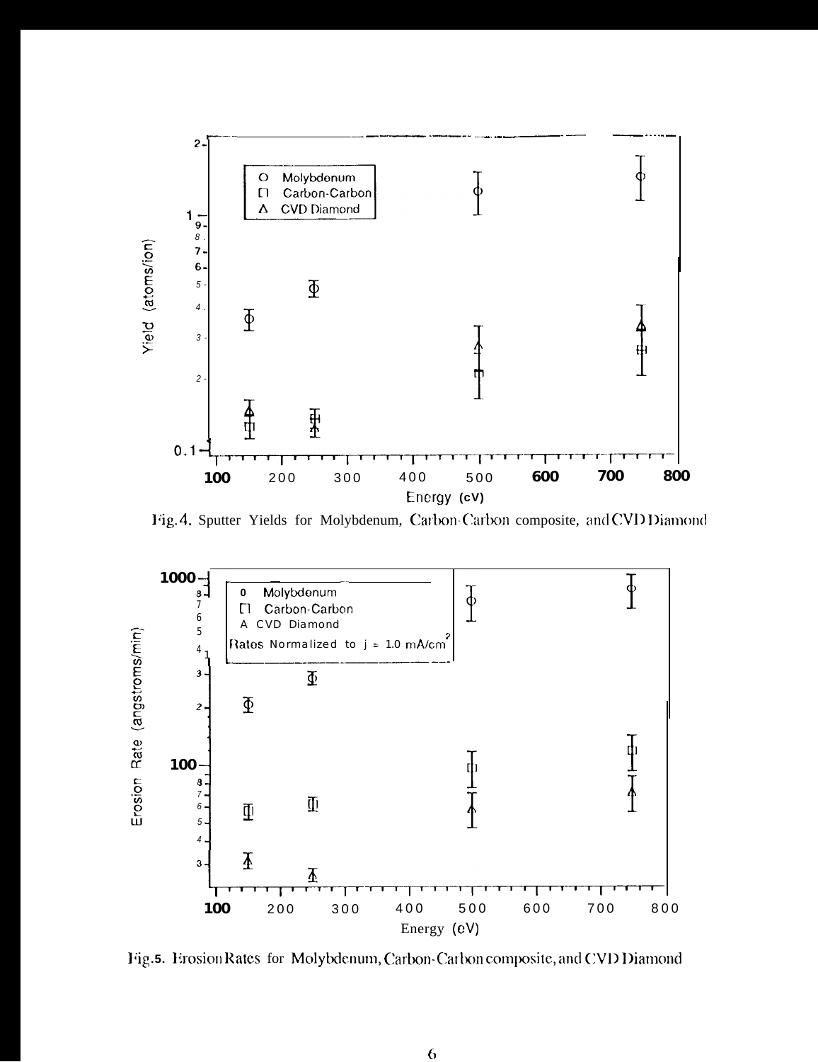Fig.4. Sputter Yields for Molybdenum, Carbon-Carbon composite, and CVD Diamond

Fig.5. Erosion Rates for Molybdenum, Carbon-Carbon composite, and CVD Diamond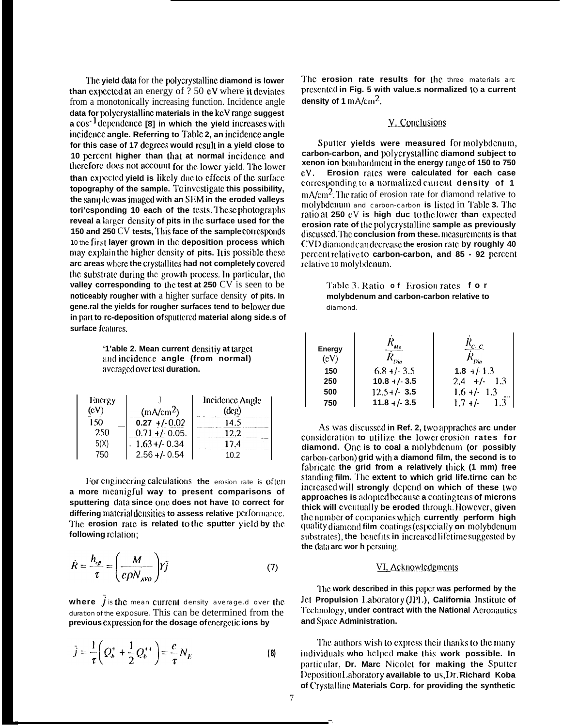The yield data for the polycrystalline diamond is lower than expected at an energy of ? 50 eV where it deviates from a monotonically increasing function. Incidence angle data for polycrystalline materials in the keV range suggest a $\cos^{-1}$ dependence [8] in which the yield increases with incidence angle. Referring to Table 2, an incidence angle for this case of 17 degrees would result in a yield close to 10 percent higher than that at normal incidence and therefore does not account for the lower yield. The lower than expected yield is likely due to effects of the surface topography of the sample. To investigate this possibility, the sample was imaged with an SEM in the eroded valleys corresponding 10 each of the tests. These photographs reveal a larger density of pits in the surface used for the 150 and 250 eV tests, This face of the sample corresponds 10 the first layer grown in the deposition process which may explain the higher density of pits. It is possible these arc areas where the crystallites had not completely covered the substrate during the growth process. In particular, the valley corresponding to the test at 250 eV is seen to be noticeably rougher with a higher surface density of pits. In general the yields for rougher surfaces tend to be lower due in part to re-deposition of sputtered material along sides of surface features.

Table 2. Mean current density at target and incidence angle (from normal) averaged over test duration.

| Energy (eV) | J (mA/cm$^2$) | Incidence Angle (deg) |
|---|---|---|
| 150 | 0.27 +/- 0.02 | 14.5 |
| 250 | 0.71 +/- 0.05. | 12.2 |
| 5(X) | 1.63 +/- 0.34 | 17.4 |
| 750 | 2.56 +/- 0.54 | 10.2 |

For engineering calculations the erosion rate is often a more meaningful way to present comparisons of sputtering data since one does not have to correct for differing material densities to assess relative performance. The erosion rate is related to the sputter yield by the following relation;

$$\dot{R} = \frac{h_{eff}}{\tau} = \left(\frac{M}{e\rho N_{Avo}}\right) Y\bar{j} \qquad (7)$$

where $\bar{j}$ is the mean current density averaged over the duration of the exposure. This can be determined from the previous expression for the dosage of energetic ions by

$$\bar{j} = \frac{1}{\tau}\left(Q_b^{+} + \frac{1}{2}Q_b^{++}\right) = \frac{e}{\tau}N_E \qquad (8)$$

The erosion rate results for the three materials arc presented in Fig. 5 with values normalized to a current density of 1 mA/cm$^2$.

## V. Conclusions

Sputter yields were measured for molybdenum, carbon-carbon, and polycrystalline diamond subject to xenon ion bombardment in the energy range of 150 to 750 eV. Erosion rates were calculated for each case corresponding to a normalized current density of 1 mA/cm$^2$. The ratio of erosion rate for diamond relative to molybdenum and carbon-carbon is listed in Table 3. The ratio at 250 eV is high due to the lower than expected erosion rate of the polycrystalline sample as previously discussed. The conclusion from these measurements is that CVD diamond can decrease the erosion rate by roughly 40 percent relative to carbon-carbon, and 85 - 92 percent relative 10 molybdenum.

Table 3. Ratio of Erosion rates for molybdenum and carbon-carbon relative to diamond.

| Energy (eV) | $\dot{R}_{Mo}/\dot{R}_{Dia}$ | $\dot{R}_{C-C}/\dot{R}_{Dia}$ |
|---|---|---|
| 150 | 6.8 +/- 3.5 | 1.8 +/- 1.3 |
| 250 | 10.8 +/- 3.5 | 2.4 +/- 1.3 |
| 500 | 12.5 +/- 3.5 | 1.6 +/- 1.3 |
| 750 | 11.8 +/- 3.5 | 1.7 +/- 1.3 |

As was discussed in Ref. 2, two approaches arc under consideration to utilize the lower erosion rates for diamond. One is to coat a molybdenum (or possibly carbon-carbon) grid with a diamond film, the second is to fabricate the grid from a relatively thick (1 mm) free standing film. The extent to which grid life.time can be increased will strongly depend on which of these two approaches is adopted because a coating tens of microns thick will eventually be eroded through. However, given the number of companies which currently perform high quality diamond film coatings (especially on molybdenum substrates), the benefits in increased lifetime suggested by the data arc worth persuing.

## VI. Acknowledgments

The work described in this paper was performed by the Jet Propulsion Laboratory (JPL), California Institute of Technology, under contract with the National Aeronautics and Space Administration.

The authors wish to express their thanks to the many individuals who helped make this work possible. In particular, Dr. Marc Nicolet for making the Sputter Deposition Laboratory available to us, Dr. Richard Koba of Crystalline Materials Corp. for providing the synthetic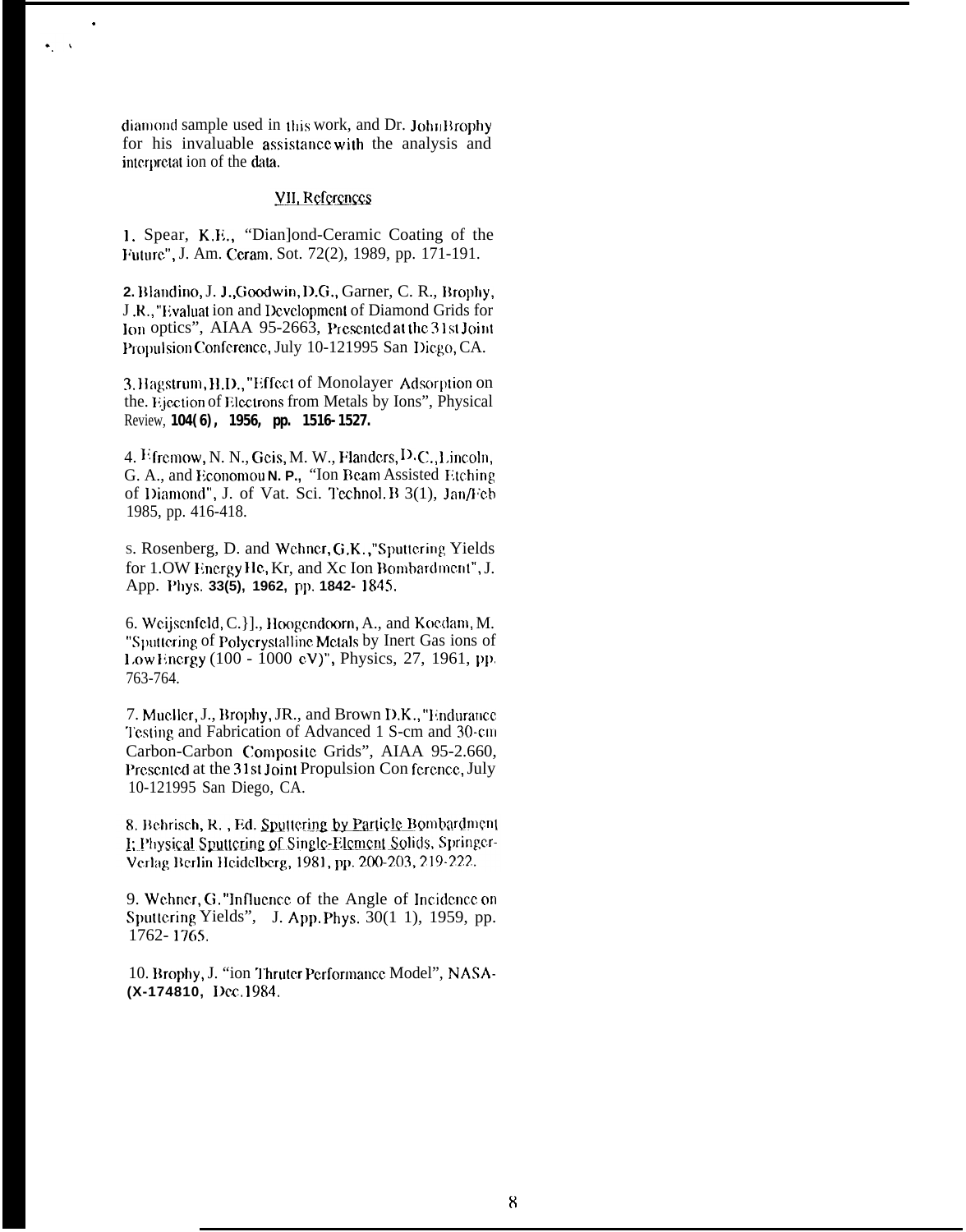diamond sample used in this work, and Dr. John Brophy for his invaluable assistance with the analysis and interpretat ion of the data.

## VII. References

1. Spear, K.E., "Dian]ond-Ceramic Coating of the Future", J. Am. Ceram. Sot. 72(2), 1989, pp. 171-191.

2. Blandino, J. J., Goodwin, D.G., Garner, C. R., Brophy, J.R., "Evaluat ion and Development of Diamond Grids for Ion optics", AIAA 95-2663, Presented at the 31st Joint Propulsion Conference, July 10-121995 San Diego, CA.

3. Hagstrum, H.D., "Effect of Monolayer Adsorption on the. Ejection of Electrons from Metals by Ions", Physical Review, **104(6), 1956, pp. 1516-1527.**

4. Efremow, N. N., Geis, M. W., Flanders, D.C., Lincoln, G. A., and Economou **N. P.**, "Ion Beam Assisted Etching of Diamond", J. of Vat. Sci. Technol. B 3(1), Jan/Feb 1985, pp. 416-418.

s. Rosenberg, D. and Wehner, G.K., "Sputtering Yields for 1.OW Energy He, Kr, and Xe Ion Bombardment", J. App. Phys. **33(5), 1962,** pp. **1842-** 1845.

6. Weijsenfeld, C.}]., Hoogendoorn, A., and Koedam, M. "Sputtering of Polycrystalline Metals by Inert Gas ions of Low Energy (100 - 1000 eV)", Physics, 27, 1961, pp. 763-764.

7. Mueller, J., Brophy, JR., and Brown D.K., "Endurance Testing and Fabrication of Advanced 1 S-cm and 30-cm Carbon-Carbon Composite Grids", AIAA 95-2.660, Presented at the 31st Joint Propulsion Con ference, July 10-121995 San Diego, CA.

8. Behrisch, R. , Ed. Sputtering by Particle Bombardment I; Physical Sputtering of Single-Element Solids, Springer-Verlag Berlin Heidelberg, 1981, pp. 200-203, 219-222.

9. Wehner, G. "Influence of the Angle of Incidence on Sputtering Yields", J. App. Phys. 30(1 1), 1959, pp. 1762- 1765.

10. Brophy, J. "ion Thruter Performance Model", NASA-**(X-174810,** Dec. 1984.